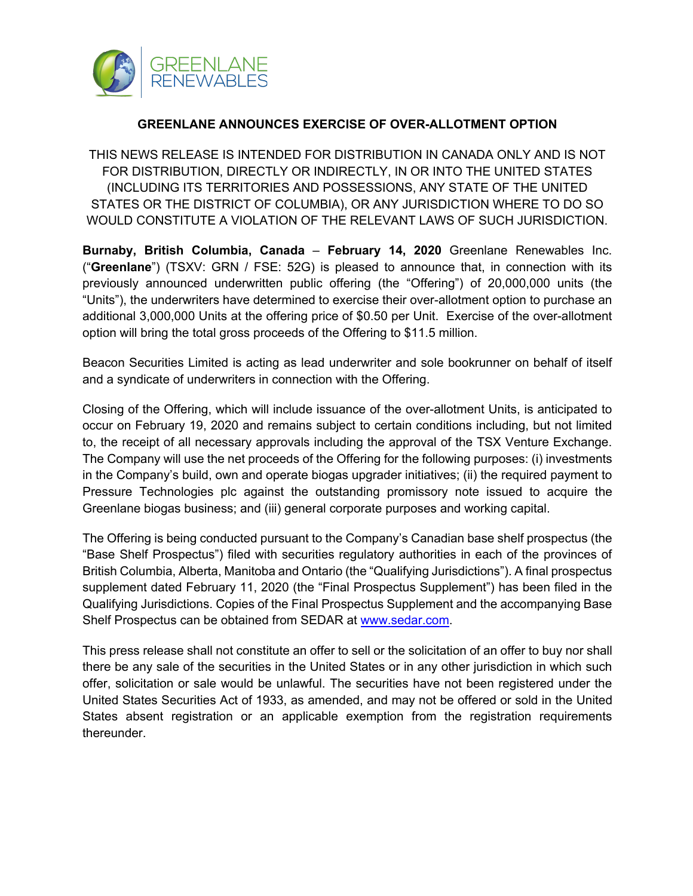GREENLANE RENEWABLES

# GREENLANE ANNOUNCES EXERCISE OF OVER-ALLOTMENT OPTION

THIS NEWS RELEASE IS INTENDED FOR DISTRIBUTION IN CANADA ONLY AND IS NOT FOR DISTRIBUTION, DIRECTLY OR INDIRECTLY, IN OR INTO THE UNITED STATES (INCLUDING ITS TERRITORIES AND POSSESSIONS, ANY STATE OF THE UNITED STATES OR THE DISTRICT OF COLUMBIA), OR ANY JURISDICTION WHERE TO DO SO WOULD CONSTITUTE A VIOLATION OF THE RELEVANT LAWS OF SUCH JURISDICTION.

**Burnaby, British Columbia, Canada** – **February 14, 2020** Greenlane Renewables Inc. ("**Greenlane**") (TSXV: GRN / FSE: 52G) is pleased to announce that, in connection with its previously announced underwritten public offering (the "Offering") of 20,000,000 units (the "Units"), the underwriters have determined to exercise their over-allotment option to purchase an additional 3,000,000 Units at the offering price of $0.50 per Unit. Exercise of the over-allotment option will bring the total gross proceeds of the Offering to $11.5 million.

Beacon Securities Limited is acting as lead underwriter and sole bookrunner on behalf of itself and a syndicate of underwriters in connection with the Offering.

Closing of the Offering, which will include issuance of the over-allotment Units, is anticipated to occur on February 19, 2020 and remains subject to certain conditions including, but not limited to, the receipt of all necessary approvals including the approval of the TSX Venture Exchange. The Company will use the net proceeds of the Offering for the following purposes: (i) investments in the Company's build, own and operate biogas upgrader initiatives; (ii) the required payment to Pressure Technologies plc against the outstanding promissory note issued to acquire the Greenlane biogas business; and (iii) general corporate purposes and working capital.

The Offering is being conducted pursuant to the Company's Canadian base shelf prospectus (the "Base Shelf Prospectus") filed with securities regulatory authorities in each of the provinces of British Columbia, Alberta, Manitoba and Ontario (the "Qualifying Jurisdictions"). A final prospectus supplement dated February 11, 2020 (the "Final Prospectus Supplement") has been filed in the Qualifying Jurisdictions. Copies of the Final Prospectus Supplement and the accompanying Base Shelf Prospectus can be obtained from SEDAR at [www.sedar.com](http://www.sedar.com).

This press release shall not constitute an offer to sell or the solicitation of an offer to buy nor shall there be any sale of the securities in the United States or in any other jurisdiction in which such offer, solicitation or sale would be unlawful. The securities have not been registered under the United States Securities Act of 1933, as amended, and may not be offered or sold in the United States absent registration or an applicable exemption from the registration requirements thereunder.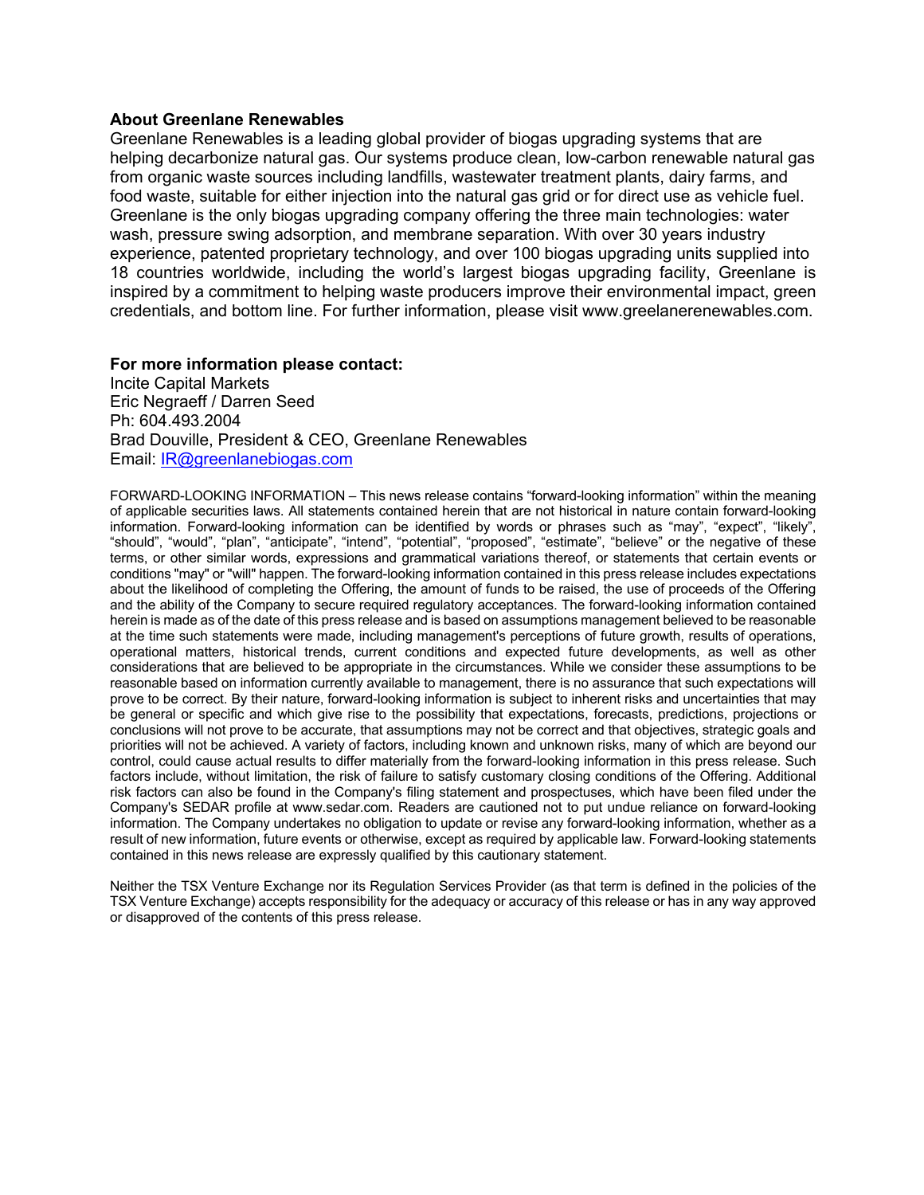**About Greenlane Renewables**

Greenlane Renewables is a leading global provider of biogas upgrading systems that are helping decarbonize natural gas. Our systems produce clean, low-carbon renewable natural gas from organic waste sources including landfills, wastewater treatment plants, dairy farms, and food waste, suitable for either injection into the natural gas grid or for direct use as vehicle fuel. Greenlane is the only biogas upgrading company offering the three main technologies: water wash, pressure swing adsorption, and membrane separation. With over 30 years industry experience, patented proprietary technology, and over 100 biogas upgrading units supplied into 18 countries worldwide, including the world's largest biogas upgrading facility, Greenlane is inspired by a commitment to helping waste producers improve their environmental impact, green credentials, and bottom line. For further information, please visit www.greelanerenewables.com.

**For more information please contact:**

Incite Capital Markets
Eric Negraeff / Darren Seed
Ph: 604.493.2004
Brad Douville, President & CEO, Greenlane Renewables
Email: IR@greenlanebiogas.com

FORWARD-LOOKING INFORMATION – This news release contains "forward-looking information" within the meaning of applicable securities laws. All statements contained herein that are not historical in nature contain forward-looking information. Forward-looking information can be identified by words or phrases such as "may", "expect", "likely", "should", "would", "plan", "anticipate", "intend", "potential", "proposed", "estimate", "believe" or the negative of these terms, or other similar words, expressions and grammatical variations thereof, or statements that certain events or conditions "may" or "will" happen. The forward-looking information contained in this press release includes expectations about the likelihood of completing the Offering, the amount of funds to be raised, the use of proceeds of the Offering and the ability of the Company to secure required regulatory acceptances. The forward-looking information contained herein is made as of the date of this press release and is based on assumptions management believed to be reasonable at the time such statements were made, including management's perceptions of future growth, results of operations, operational matters, historical trends, current conditions and expected future developments, as well as other considerations that are believed to be appropriate in the circumstances. While we consider these assumptions to be reasonable based on information currently available to management, there is no assurance that such expectations will prove to be correct. By their nature, forward-looking information is subject to inherent risks and uncertainties that may be general or specific and which give rise to the possibility that expectations, forecasts, predictions, projections or conclusions will not prove to be accurate, that assumptions may not be correct and that objectives, strategic goals and priorities will not be achieved. A variety of factors, including known and unknown risks, many of which are beyond our control, could cause actual results to differ materially from the forward-looking information in this press release. Such factors include, without limitation, the risk of failure to satisfy customary closing conditions of the Offering. Additional risk factors can also be found in the Company's filing statement and prospectuses, which have been filed under the Company's SEDAR profile at www.sedar.com. Readers are cautioned not to put undue reliance on forward-looking information. The Company undertakes no obligation to update or revise any forward-looking information, whether as a result of new information, future events or otherwise, except as required by applicable law. Forward-looking statements contained in this news release are expressly qualified by this cautionary statement.

Neither the TSX Venture Exchange nor its Regulation Services Provider (as that term is defined in the policies of the TSX Venture Exchange) accepts responsibility for the adequacy or accuracy of this release or has in any way approved or disapproved of the contents of this press release.